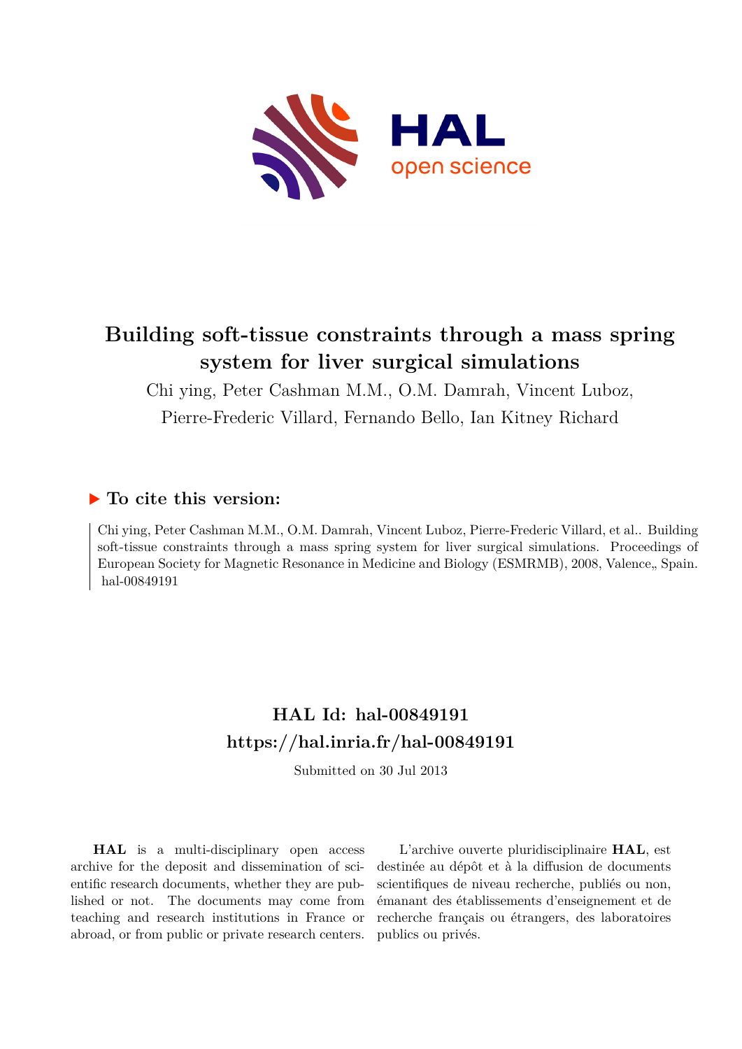# Building soft-tissue constraints through a mass spring system for liver surgical simulations

Chi ying, Peter Cashman M.M., O.M. Damrah, Vincent Luboz, Pierre-Frederic Villard, Fernando Bello, Ian Kitney Richard

## ▶ To cite this version:

Chi ying, Peter Cashman M.M., O.M. Damrah, Vincent Luboz, Pierre-Frederic Villard, et al.. Building soft-tissue constraints through a mass spring system for liver surgical simulations. Proceedings of European Society for Magnetic Resonance in Medicine and Biology (ESMRMB), 2008, Valence,, Spain. hal-00849191

## HAL Id: hal-00849191

## https://hal.inria.fr/hal-00849191

Submitted on 30 Jul 2013

**HAL** is a multi-disciplinary open access archive for the deposit and dissemination of scientific research documents, whether they are published or not. The documents may come from teaching and research institutions in France or abroad, or from public or private research centers.

L'archive ouverte pluridisciplinaire **HAL**, est destinée au dépôt et à la diffusion de documents scientifiques de niveau recherche, publiés ou non, émanant des établissements d'enseignement et de recherche français ou étrangers, des laboratoires publics ou privés.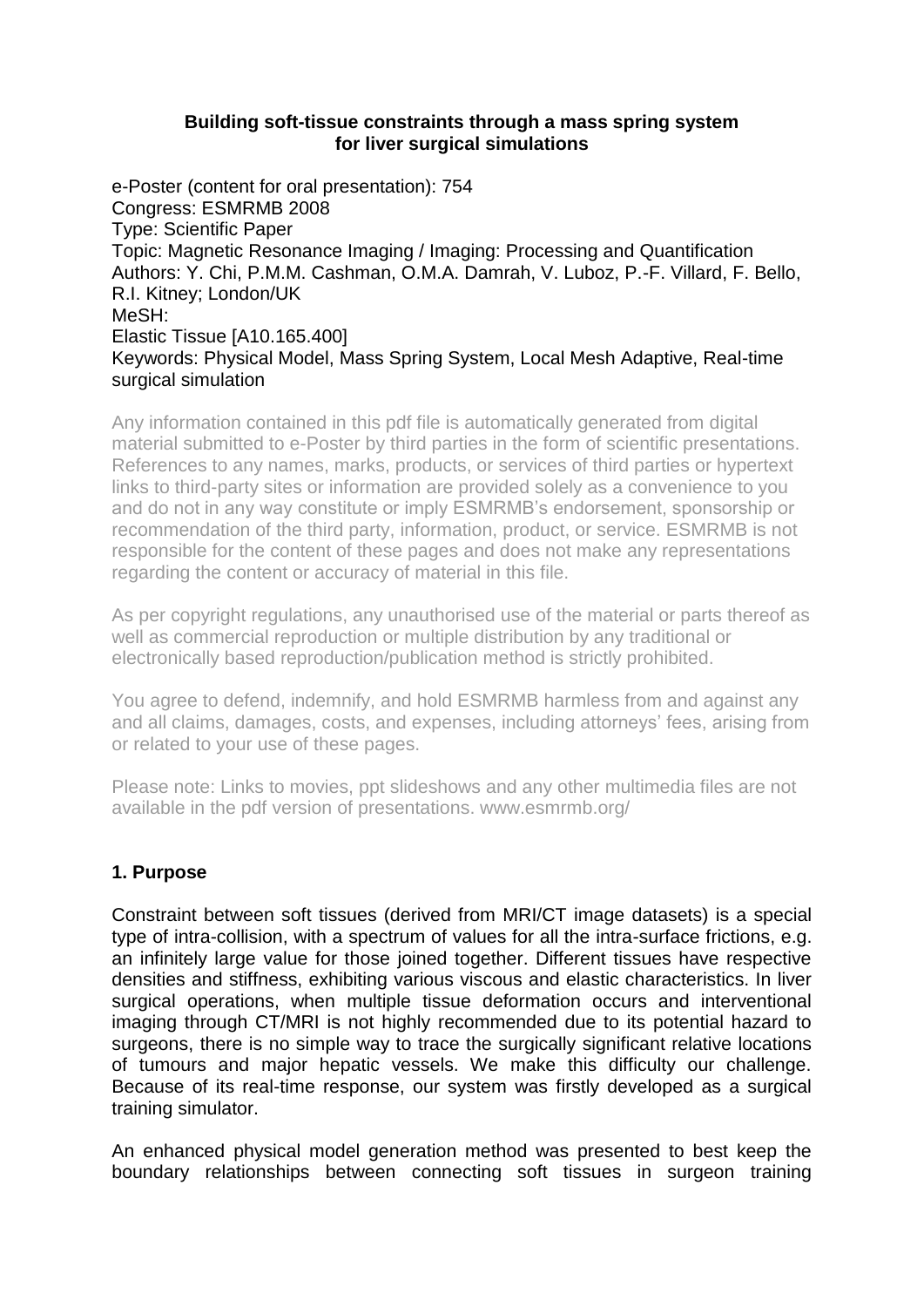**Building soft-tissue constraints through a mass spring system for liver surgical simulations**

e-Poster (content for oral presentation): 754
Congress: ESMRMB 2008
Type: Scientific Paper
Topic: Magnetic Resonance Imaging / Imaging: Processing and Quantification
Authors: Y. Chi, P.M.M. Cashman, O.M.A. Damrah, V. Luboz, P.-F. Villard, F. Bello, R.I. Kitney; London/UK
MeSH:
Elastic Tissue [A10.165.400]
Keywords: Physical Model, Mass Spring System, Local Mesh Adaptive, Real-time surgical simulation

Any information contained in this pdf file is automatically generated from digital material submitted to e-Poster by third parties in the form of scientific presentations. References to any names, marks, products, or services of third parties or hypertext links to third-party sites or information are provided solely as a convenience to you and do not in any way constitute or imply ESMRMB's endorsement, sponsorship or recommendation of the third party, information, product, or service. ESMRMB is not responsible for the content of these pages and does not make any representations regarding the content or accuracy of material in this file.

As per copyright regulations, any unauthorised use of the material or parts thereof as well as commercial reproduction or multiple distribution by any traditional or electronically based reproduction/publication method is strictly prohibited.

You agree to defend, indemnify, and hold ESMRMB harmless from and against any and all claims, damages, costs, and expenses, including attorneys' fees, arising from or related to your use of these pages.

Please note: Links to movies, ppt slideshows and any other multimedia files are not available in the pdf version of presentations. www.esmrmb.org/

## 1. Purpose

Constraint between soft tissues (derived from MRI/CT image datasets) is a special type of intra-collision, with a spectrum of values for all the intra-surface frictions, e.g. an infinitely large value for those joined together. Different tissues have respective densities and stiffness, exhibiting various viscous and elastic characteristics. In liver surgical operations, when multiple tissue deformation occurs and interventional imaging through CT/MRI is not highly recommended due to its potential hazard to surgeons, there is no simple way to trace the surgically significant relative locations of tumours and major hepatic vessels. We make this difficulty our challenge. Because of its real-time response, our system was firstly developed as a surgical training simulator.

An enhanced physical model generation method was presented to best keep the boundary relationships between connecting soft tissues in surgeon training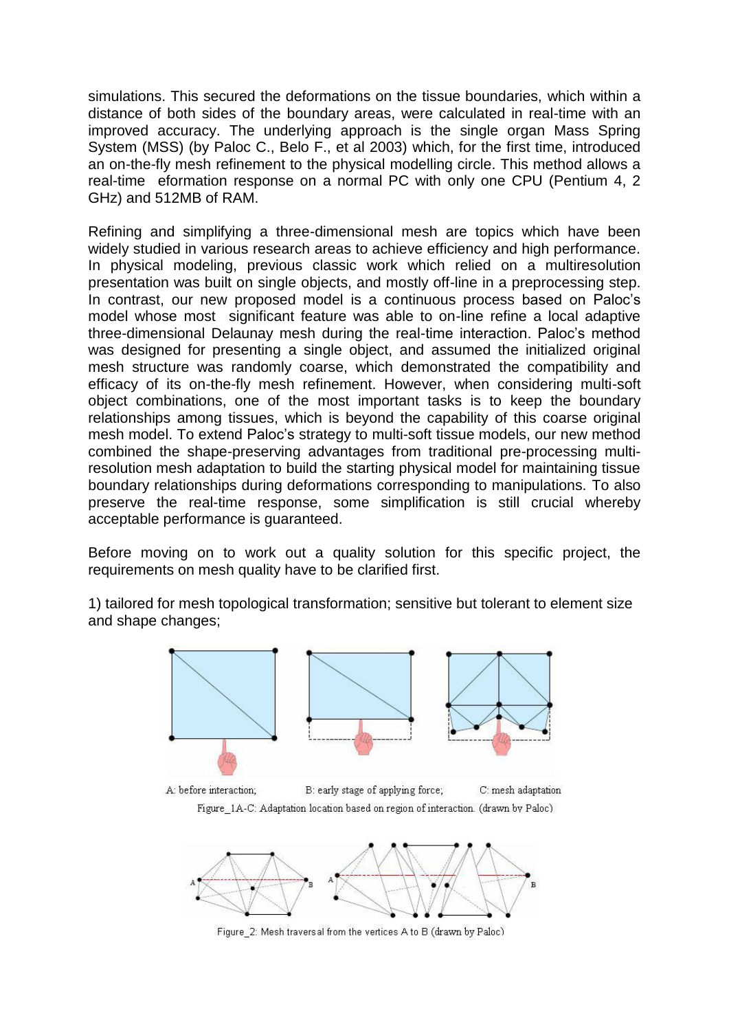simulations. This secured the deformations on the tissue boundaries, which within a distance of both sides of the boundary areas, were calculated in real-time with an improved accuracy. The underlying approach is the single organ Mass Spring System (MSS) (by Paloc C., Belo F., et al 2003) which, for the first time, introduced an on-the-fly mesh refinement to the physical modelling circle. This method allows a real-time eformation response on a normal PC with only one CPU (Pentium 4, 2 GHz) and 512MB of RAM.

Refining and simplifying a three-dimensional mesh are topics which have been widely studied in various research areas to achieve efficiency and high performance. In physical modeling, previous classic work which relied on a multiresolution presentation was built on single objects, and mostly off-line in a preprocessing step. In contrast, our new proposed model is a continuous process based on Paloc's model whose most significant feature was able to on-line refine a local adaptive three-dimensional Delaunay mesh during the real-time interaction. Paloc's method was designed for presenting a single object, and assumed the initialized original mesh structure was randomly coarse, which demonstrated the compatibility and efficacy of its on-the-fly mesh refinement. However, when considering multi-soft object combinations, one of the most important tasks is to keep the boundary relationships among tissues, which is beyond the capability of this coarse original mesh model. To extend Paloc's strategy to multi-soft tissue models, our new method combined the shape-preserving advantages from traditional pre-processing multi-resolution mesh adaptation to build the starting physical model for maintaining tissue boundary relationships during deformations corresponding to manipulations. To also preserve the real-time response, some simplification is still crucial whereby acceptable performance is guaranteed.

Before moving on to work out a quality solution for this specific project, the requirements on mesh quality have to be clarified first.

1) tailored for mesh topological transformation; sensitive but tolerant to element size and shape changes;

A: before interaction; B: early stage of applying force; C: mesh adaptation

Figure_1A-C: Adaptation location based on region of interaction. (drawn by Paloc)

Figure_2: Mesh traversal from the vertices A to B (drawn by Paloc)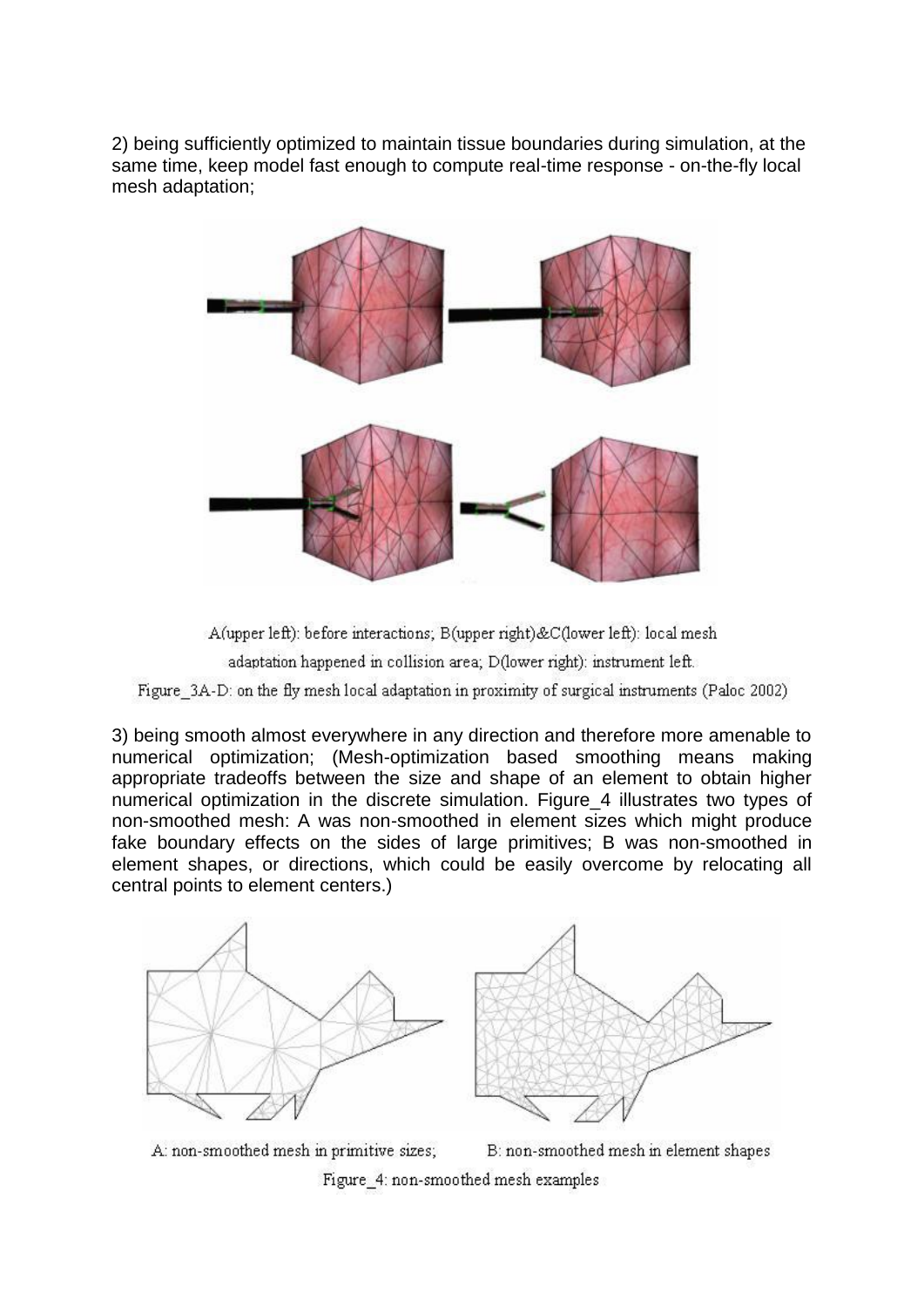2) being sufficiently optimized to maintain tissue boundaries during simulation, at the same time, keep model fast enough to compute real-time response - on-the-fly local mesh adaptation;

A(upper left): before interactions; B(upper right)&C(lower left): local mesh adaptation happened in collision area; D(lower right): instrument left.

Figure_3A-D: on the fly mesh local adaptation in proximity of surgical instruments (Paloc 2002)

3) being smooth almost everywhere in any direction and therefore more amenable to numerical optimization; (Mesh-optimization based smoothing means making appropriate tradeoffs between the size and shape of an element to obtain higher numerical optimization in the discrete simulation. Figure_4 illustrates two types of non-smoothed mesh: A was non-smoothed in element sizes which might produce fake boundary effects on the sides of large primitives; B was non-smoothed in element shapes, or directions, which could be easily overcome by relocating all central points to element centers.)

A: non-smoothed mesh in primitive sizes; B: non-smoothed mesh in element shapes

Figure_4: non-smoothed mesh examples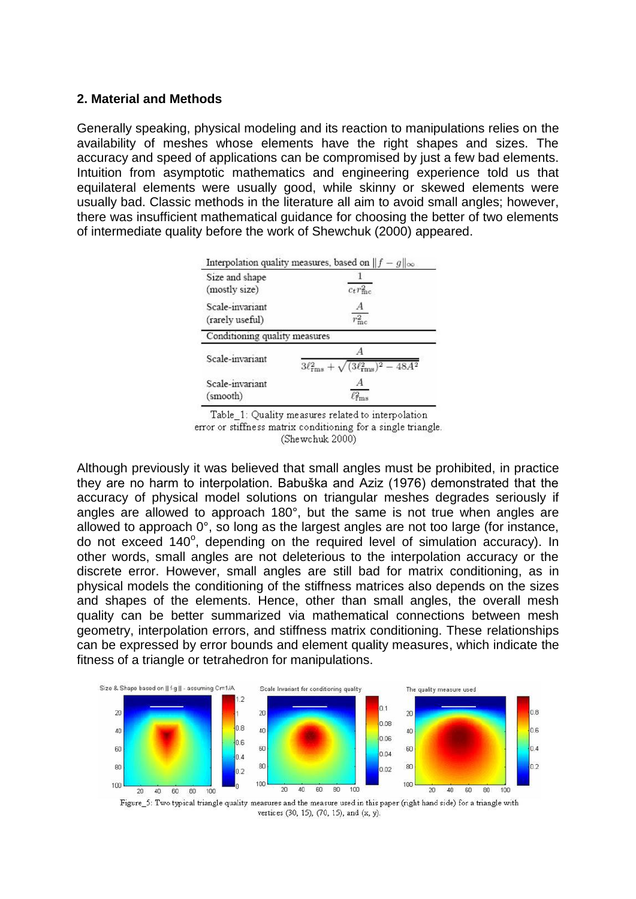## 2. Material and Methods

Generally speaking, physical modeling and its reaction to manipulations relies on the availability of meshes whose elements have the right shapes and sizes. The accuracy and speed of applications can be compromised by just a few bad elements. Intuition from asymptotic mathematics and engineering experience told us that equilateral elements were usually good, while skinny or skewed elements were usually bad. Classic methods in the literature all aim to avoid small angles; however, there was insufficient mathematical guidance for choosing the better of two elements of intermediate quality before the work of Shewchuk (2000) appeared.

| Interpolation quality measures, based on $\|f - g\|_\infty$ | |
|---|---|
| Size and shape (mostly size) | $\frac{1}{c_t r_{mc}^2}$ |
| Scale-invariant (rarely useful) | $\frac{A}{r_{mc}^2}$ |
| **Conditioning quality measures** | |
| Scale-invariant | $\frac{A}{3\ell_{rms}^2 + \sqrt{(3\ell_{rms}^2)^2 - 48A^2}}$ |
| Scale-invariant (smooth) | $\frac{A}{\ell_{rms}^2}$ |

Table_1: Quality measures related to interpolation error or stiffness matrix conditioning for a single triangle. (Shewchuk 2000)

Although previously it was believed that small angles must be prohibited, in practice they are no harm to interpolation. Babuška and Aziz (1976) demonstrated that the accuracy of physical model solutions on triangular meshes degrades seriously if angles are allowed to approach 180°, but the same is not true when angles are allowed to approach 0°, so long as the largest angles are not too large (for instance, do not exceed 140°, depending on the required level of simulation accuracy). In other words, small angles are not deleterious to the interpolation accuracy or the discrete error. However, small angles are still bad for matrix conditioning, as in physical models the conditioning of the stiffness matrices also depends on the sizes and shapes of the elements. Hence, other than small angles, the overall mesh quality can be better summarized via mathematical connections between mesh geometry, interpolation errors, and stiffness matrix conditioning. These relationships can be expressed by error bounds and element quality measures, which indicate the fitness of a triangle or tetrahedron for manipulations.

Figure_5: Two typical triangle quality measures and the measure used in this paper (right hand side) for a triangle with vertices (30, 15), (70, 15), and (x, y).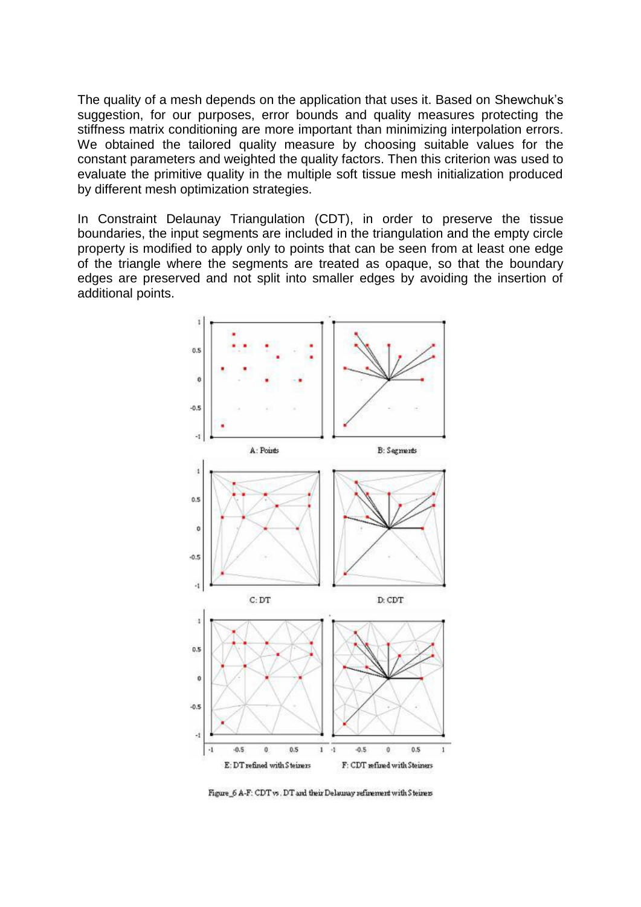The quality of a mesh depends on the application that uses it. Based on Shewchuk's suggestion, for our purposes, error bounds and quality measures protecting the stiffness matrix conditioning are more important than minimizing interpolation errors. We obtained the tailored quality measure by choosing suitable values for the constant parameters and weighted the quality factors. Then this criterion was used to evaluate the primitive quality in the multiple soft tissue mesh initialization produced by different mesh optimization strategies.

In Constraint Delaunay Triangulation (CDT), in order to preserve the tissue boundaries, the input segments are included in the triangulation and the empty circle property is modified to apply only to points that can be seen from at least one edge of the triangle where the segments are treated as opaque, so that the boundary edges are preserved and not split into smaller edges by avoiding the insertion of additional points.

A: Points

B: Segments

C: DT

D: CDT

E: DT refined with Steiners

F: CDT refined with Steiners

Figure_6 A-F: CDT vs. DT and their Delaunay refinement with Steiners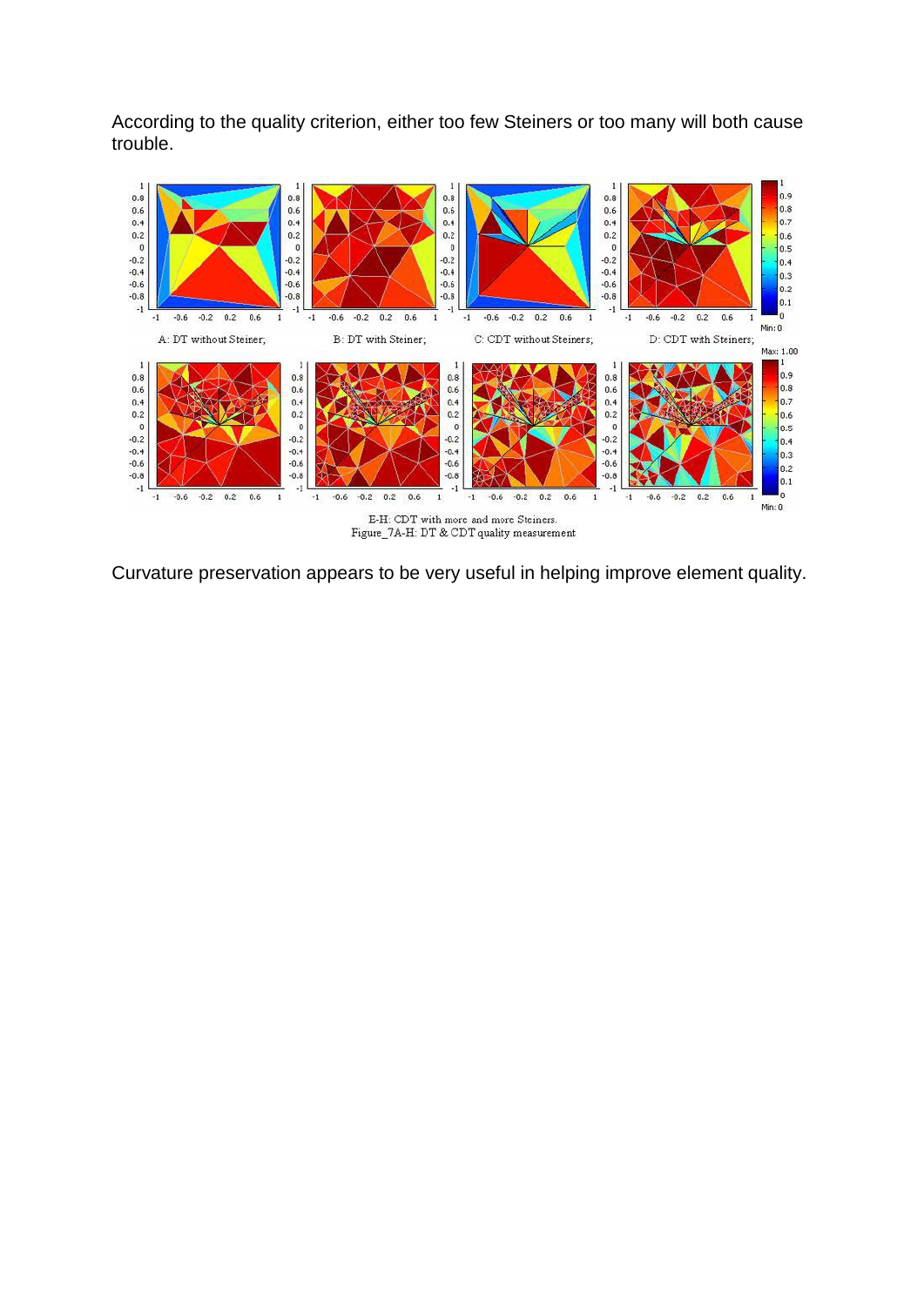According to the quality criterion, either too few Steiners or too many will both cause trouble.

A: DT without Steiner; B: DT with Steiner; C: CDT without Steiners; D: CDT with Steiners;

E-H: CDT with more and more Steiners.

Figure_7A-H: DT & CDT quality measurement

Curvature preservation appears to be very useful in helping improve element quality.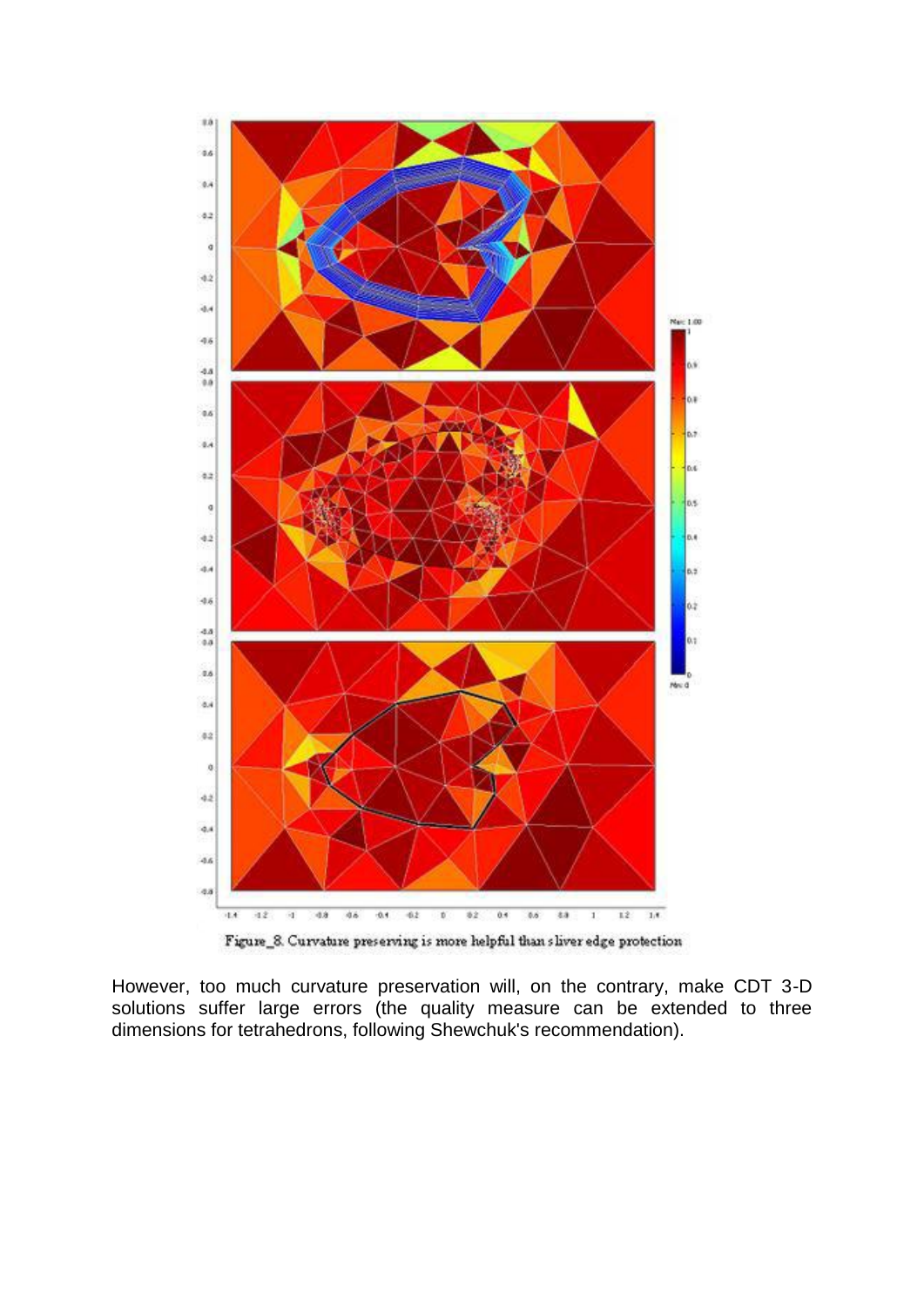Figure_8. Curvature preserving is more helpful than sliver edge protection

However, too much curvature preservation will, on the contrary, make CDT 3-D solutions suffer large errors (the quality measure can be extended to three dimensions for tetrahedrons, following Shewchuk's recommendation).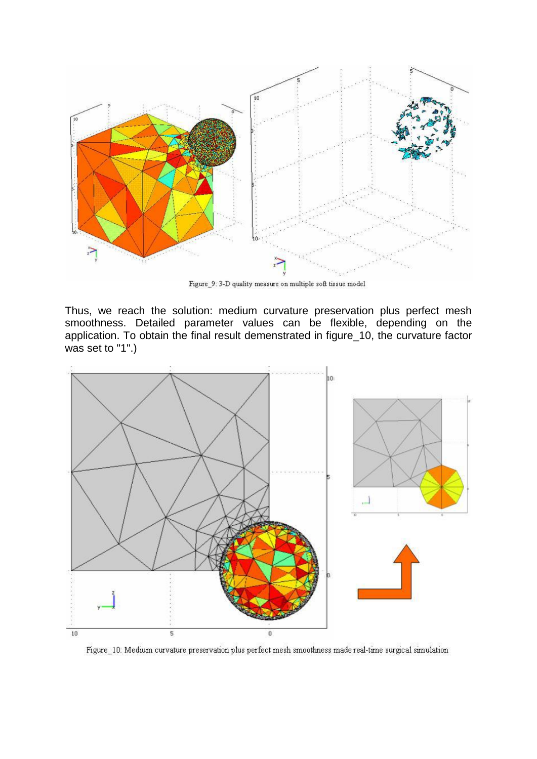Figure_9: 3-D quality measure on multiple soft tissue model

Thus, we reach the solution: medium curvature preservation plus perfect mesh smoothness. Detailed parameter values can be flexible, depending on the application. To obtain the final result demenstrated in figure_10, the curvature factor was set to "1".)

Figure_10: Medium curvature preservation plus perfect mesh smoothness made real-time surgical simulation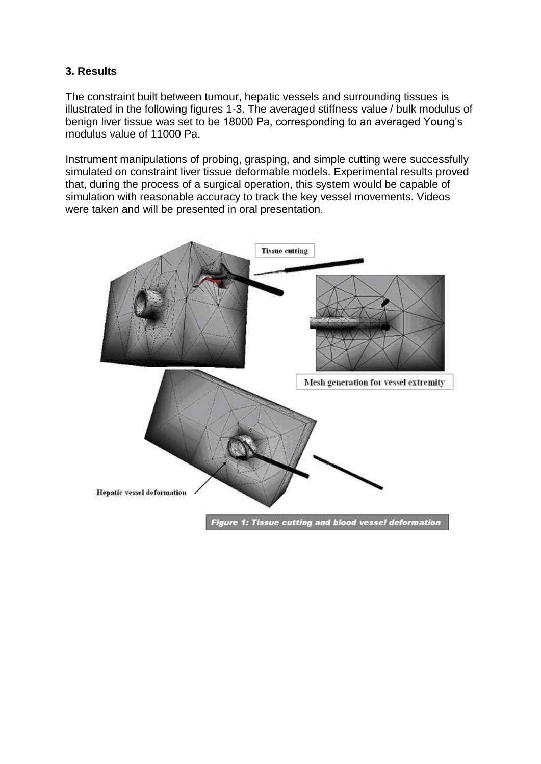### 3. Results

The constraint built between tumour, hepatic vessels and surrounding tissues is illustrated in the following figures 1-3. The averaged stiffness value / bulk modulus of benign liver tissue was set to be 18000 Pa, corresponding to an averaged Young's modulus value of 11000 Pa.

Instrument manipulations of probing, grasping, and simple cutting were successfully simulated on constraint liver tissue deformable models. Experimental results proved that, during the process of a surgical operation, this system would be capable of simulation with reasonable accuracy to track the key vessel movements. Videos were taken and will be presented in oral presentation.

Tissue cutting

Mesh generation for vessel extremity

Hepatic vessel deformation

*Figure 1: Tissue cutting and blood vessel deformation*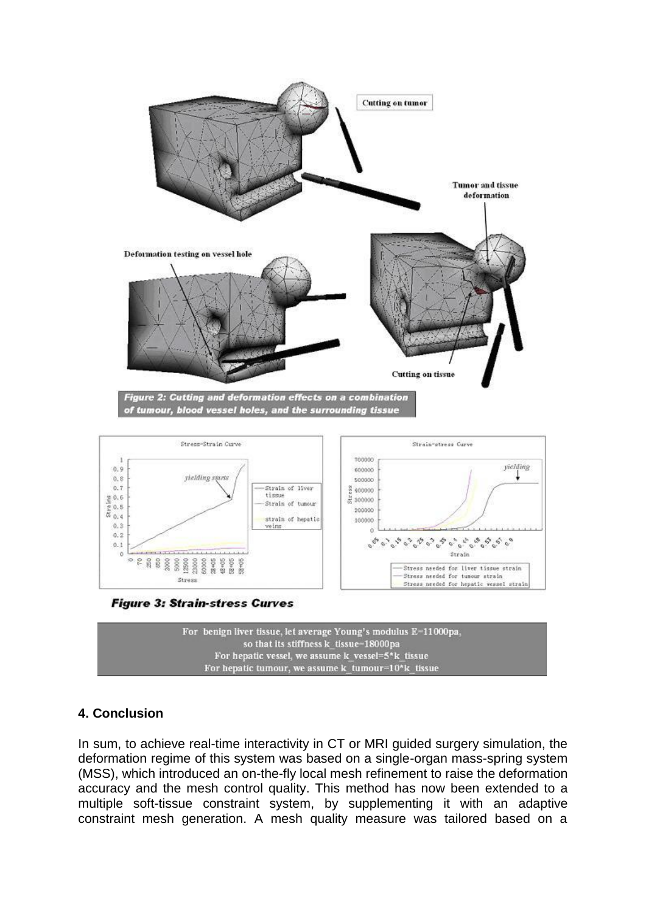**Figure 2: Cutting and deformation effects on a combination of tumour, blood vessel holes, and the surrounding tissue**

**Figure 3: Strain-stress Curves**

For benign liver tissue, let average Young's modulus E=11000pa,
so that its stiffness k_tissue=18000pa
For hepatic vessel, we assume k_vessel=5*k_tissue
For hepatic tumour, we assume k_tumour=10*k_tissue

## 4. Conclusion

In sum, to achieve real-time interactivity in CT or MRI guided surgery simulation, the deformation regime of this system was based on a single-organ mass-spring system (MSS), which introduced an on-the-fly local mesh refinement to raise the deformation accuracy and the mesh control quality. This method has now been extended to a multiple soft-tissue constraint system, by supplementing it with an adaptive constraint mesh generation. A mesh quality measure was tailored based on a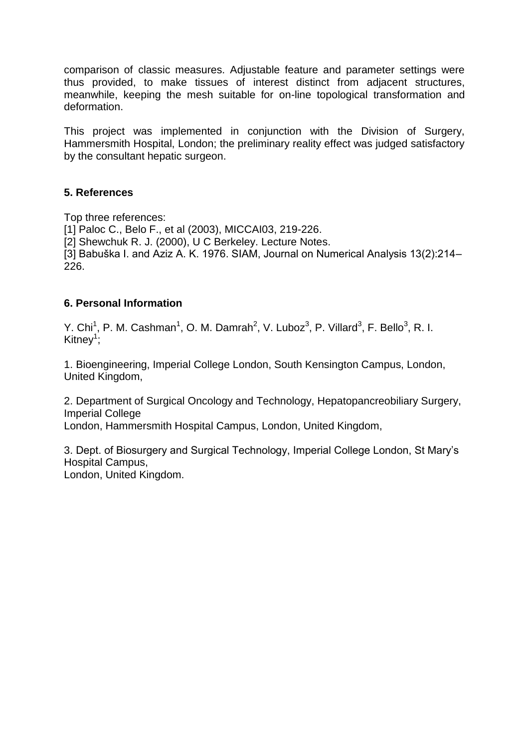comparison of classic measures. Adjustable feature and parameter settings were thus provided, to make tissues of interest distinct from adjacent structures, meanwhile, keeping the mesh suitable for on-line topological transformation and deformation.

This project was implemented in conjunction with the Division of Surgery, Hammersmith Hospital, London; the preliminary reality effect was judged satisfactory by the consultant hepatic surgeon.

## 5. References

Top three references:
[1] Paloc C., Belo F., et al (2003), MICCAI03, 219-226.
[2] Shewchuk R. J. (2000), U C Berkeley. Lecture Notes.
[3] Babuška I. and Aziz A. K. 1976. SIAM, Journal on Numerical Analysis 13(2):214–226.

## 6. Personal Information

Y. Chi[1], P. M. Cashman[1], O. M. Damrah[2], V. Luboz[3], P. Villard[3], F. Bello[3], R. I. Kitney[1];

1. Bioengineering, Imperial College London, South Kensington Campus, London, United Kingdom,

2. Department of Surgical Oncology and Technology, Hepatopancreobiliary Surgery, Imperial College
London, Hammersmith Hospital Campus, London, United Kingdom,

3. Dept. of Biosurgery and Surgical Technology, Imperial College London, St Mary's Hospital Campus,
London, United Kingdom.